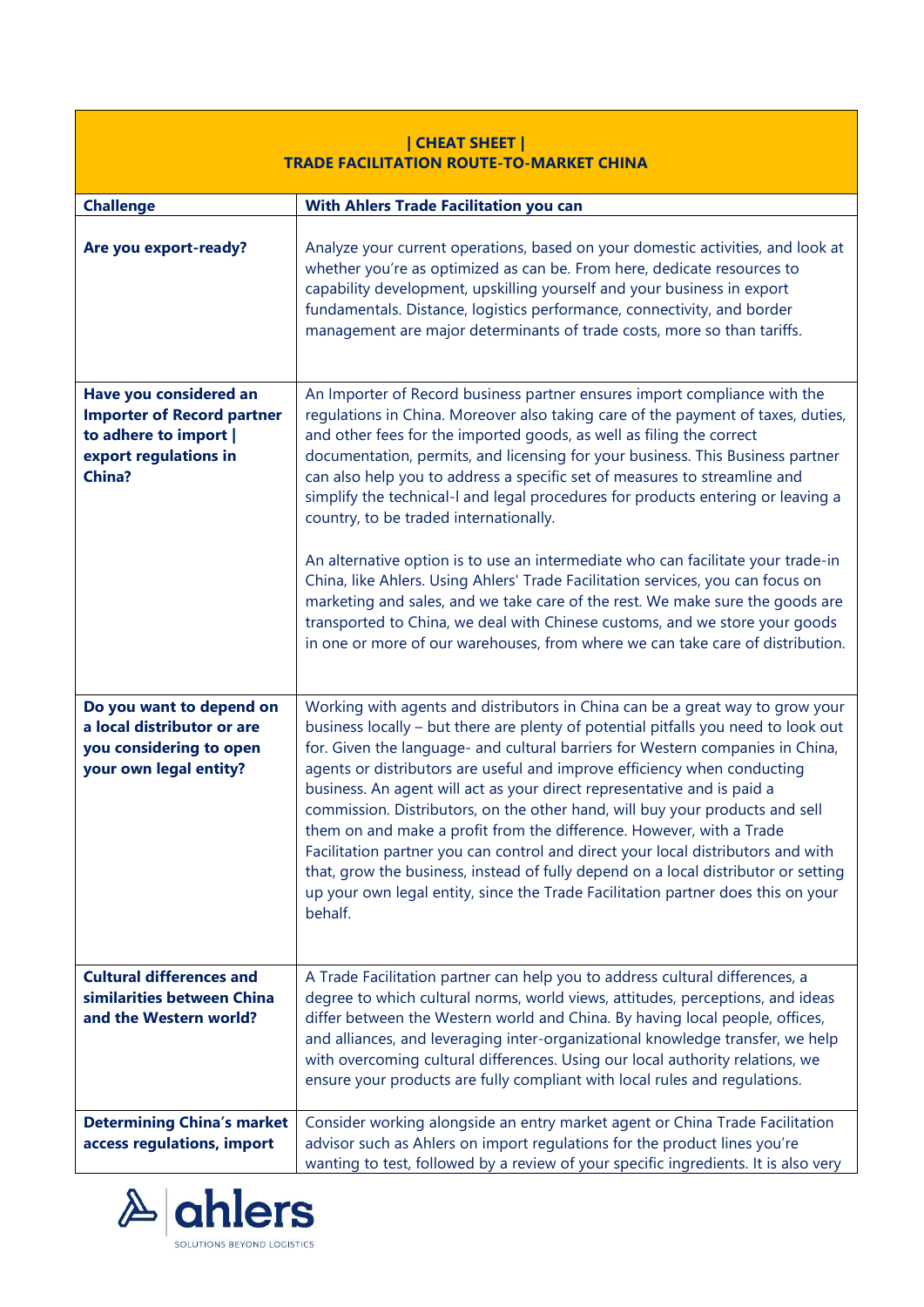| **\| CHEAT SHEET \|**<br>**TRADE FACILITATION ROUTE-TO-MARKET CHINA** | |
|---|---|
| **Challenge** | **With Ahlers Trade Facilitation you can** |
| **Are you export-ready?** | Analyze your current operations, based on your domestic activities, and look at whether you're as optimized as can be. From here, dedicate resources to capability development, upskilling yourself and your business in export fundamentals. Distance, logistics performance, connectivity, and border management are major determinants of trade costs, more so than tariffs. |
| **Have you considered an Importer of Record partner to adhere to import \| export regulations in China?** | An Importer of Record business partner ensures import compliance with the regulations in China. Moreover also taking care of the payment of taxes, duties, and other fees for the imported goods, as well as filing the correct documentation, permits, and licensing for your business. This Business partner can also help you to address a specific set of measures to streamline and simplify the technical-l and legal procedures for products entering or leaving a country, to be traded internationally.<br><br>An alternative option is to use an intermediate who can facilitate your trade-in China, like Ahlers. Using Ahlers' Trade Facilitation services, you can focus on marketing and sales, and we take care of the rest. We make sure the goods are transported to China, we deal with Chinese customs, and we store your goods in one or more of our warehouses, from where we can take care of distribution. |
| **Do you want to depend on a local distributor or are you considering to open your own legal entity?** | Working with agents and distributors in China can be a great way to grow your business locally – but there are plenty of potential pitfalls you need to look out for. Given the language- and cultural barriers for Western companies in China, agents or distributors are useful and improve efficiency when conducting business. An agent will act as your direct representative and is paid a commission. Distributors, on the other hand, will buy your products and sell them on and make a profit from the difference. However, with a Trade Facilitation partner you can control and direct your local distributors and with that, grow the business, instead of fully depend on a local distributor or setting up your own legal entity, since the Trade Facilitation partner does this on your behalf. |
| **Cultural differences and similarities between China and the Western world?** | A Trade Facilitation partner can help you to address cultural differences, a degree to which cultural norms, world views, attitudes, perceptions, and ideas differ between the Western world and China. By having local people, offices, and alliances, and leveraging inter-organizational knowledge transfer, we help with overcoming cultural differences. Using our local authority relations, we ensure your products are fully compliant with local rules and regulations. |
| **Determining China's market access regulations, import** | Consider working alongside an entry market agent or China Trade Facilitation advisor such as Ahlers on import regulations for the product lines you're wanting to test, followed by a review of your specific ingredients. It is also very |

ahlers

SOLUTIONS BEYOND LOGISTICS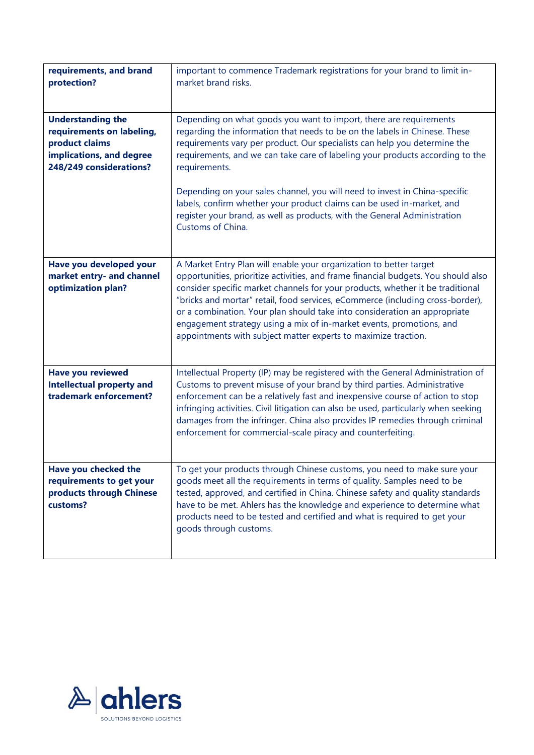| | |
|---|---|
| **requirements, and brand protection?** | important to commence Trademark registrations for your brand to limit in-market brand risks. |
| **Understanding the requirements on labeling, product claims implications, and degree 248/249 considerations?** | Depending on what goods you want to import, there are requirements regarding the information that needs to be on the labels in Chinese. These requirements vary per product. Our specialists can help you determine the requirements, and we can take care of labeling your products according to the requirements.<br><br>Depending on your sales channel, you will need to invest in China-specific labels, confirm whether your product claims can be used in-market, and register your brand, as well as products, with the General Administration Customs of China. |
| **Have you developed your market entry- and channel optimization plan?** | A Market Entry Plan will enable your organization to better target opportunities, prioritize activities, and frame financial budgets. You should also consider specific market channels for your products, whether it be traditional "bricks and mortar" retail, food services, eCommerce (including cross-border), or a combination. Your plan should take into consideration an appropriate engagement strategy using a mix of in-market events, promotions, and appointments with subject matter experts to maximize traction. |
| **Have you reviewed Intellectual property and trademark enforcement?** | Intellectual Property (IP) may be registered with the General Administration of Customs to prevent misuse of your brand by third parties. Administrative enforcement can be a relatively fast and inexpensive course of action to stop infringing activities. Civil litigation can also be used, particularly when seeking damages from the infringer. China also provides IP remedies through criminal enforcement for commercial-scale piracy and counterfeiting. |
| **Have you checked the requirements to get your products through Chinese customs?** | To get your products through Chinese customs, you need to make sure your goods meet all the requirements in terms of quality. Samples need to be tested, approved, and certified in China. Chinese safety and quality standards have to be met. Ahlers has the knowledge and experience to determine what products need to be tested and certified and what is required to get your goods through customs. |